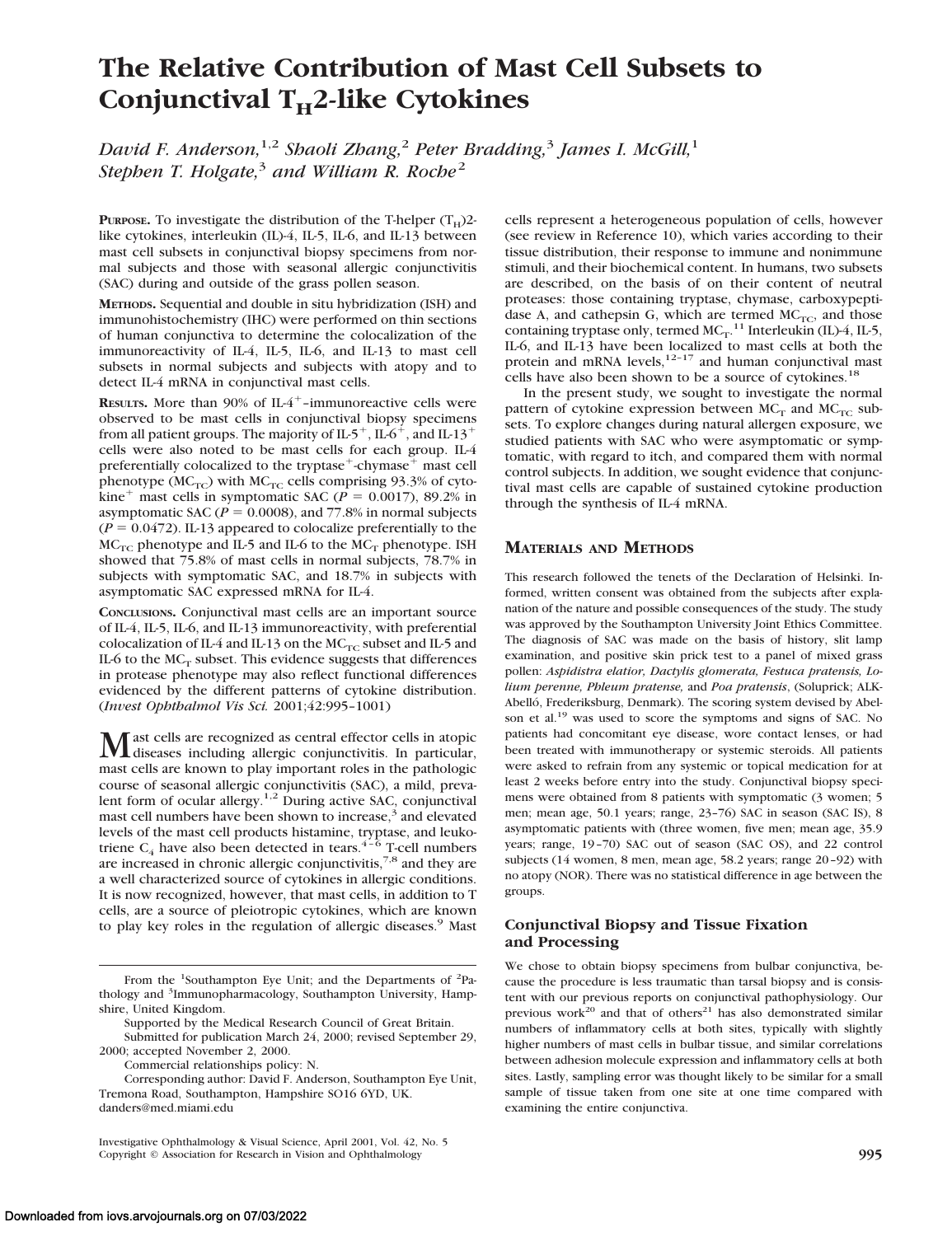# The Relative Contribution of Mast Cell Subsets to Conjunctival $T_H$2-like Cytokines

*David F. Anderson,*[1,2] *Shaoli Zhang,*[2] *Peter Bradding,*[3] *James I. McGill,*[1] *Stephen T. Holgate,*[3] *and William R. Roche*[2]

**PURPOSE.** To investigate the distribution of the T-helper ($T_H$)2-like cytokines, interleukin (IL)-4, IL-5, IL-6, and IL-13 between mast cell subsets in conjunctival biopsy specimens from normal subjects and those with seasonal allergic conjunctivitis (SAC) during and outside of the grass pollen season.

**METHODS.** Sequential and double in situ hybridization (ISH) and immunohistochemistry (IHC) were performed on thin sections of human conjunctiva to determine the colocalization of the immunoreactivity of IL-4, IL-5, IL-6, and IL-13 to mast cell subsets in normal subjects and subjects with atopy and to detect IL-4 mRNA in conjunctival mast cells.

**RESULTS.** More than 90% of IL-4$^+$–immunoreactive cells were observed to be mast cells in conjunctival biopsy specimens from all patient groups. The majority of IL-5$^+$, IL-6$^+$, and IL-13$^+$ cells were also noted to be mast cells for each group. IL-4 preferentially colocalized to the tryptase$^+$-chymase$^+$ mast cell phenotype ($MC_{TC}$) with $MC_{TC}$ cells comprising 93.3% of cytokine$^+$ mast cells in symptomatic SAC ($P = 0.0017$), 89.2% in asymptomatic SAC ($P = 0.0008$), and 77.8% in normal subjects ($P = 0.0472$). IL-13 appeared to colocalize preferentially to the $MC_{TC}$ phenotype and IL-5 and IL-6 to the $MC_T$ phenotype. ISH showed that 75.8% of mast cells in normal subjects, 78.7% in subjects with symptomatic SAC, and 18.7% in subjects with asymptomatic SAC expressed mRNA for IL-4.

**CONCLUSIONS.** Conjunctival mast cells are an important source of IL-4, IL-5, IL-6, and IL-13 immunoreactivity, with preferential colocalization of IL-4 and IL-13 on the $MC_{TC}$ subset and IL-5 and IL-6 to the $MC_T$ subset. This evidence suggests that differences in protease phenotype may also reflect functional differences evidenced by the different patterns of cytokine distribution. (*Invest Ophthalmol Vis Sci.* 2001;42:995–1001)

Mast cells are recognized as central effector cells in atopic diseases including allergic conjunctivitis. In particular, mast cells are known to play important roles in the pathologic course of seasonal allergic conjunctivitis (SAC), a mild, prevalent form of ocular allergy.[1,2] During active SAC, conjunctival mast cell numbers have been shown to increase,[3] and elevated levels of the mast cell products histamine, tryptase, and leukotriene $C_4$ have also been detected in tears.[4–6] T-cell numbers are increased in chronic allergic conjunctivitis,[7,8] and they are a well characterized source of cytokines in allergic conditions. It is now recognized, however, that mast cells, in addition to T cells, are a source of pleiotropic cytokines, which are known to play key roles in the regulation of allergic diseases.[9] Mast cells represent a heterogeneous population of cells, however (see review in Reference 10), which varies according to their tissue distribution, their response to immune and nonimmune stimuli, and their biochemical content. In humans, two subsets are described, on the basis of on their content of neutral proteases: those containing tryptase, chymase, carboxypeptidase A, and cathepsin G, which are termed $MC_{TC}$, and those containing tryptase only, termed $MC_T$.[11] Interleukin (IL)-4, IL-5, IL-6, and IL-13 have been localized to mast cells at both the protein and mRNA levels,[12–17] and human conjunctival mast cells have also been shown to be a source of cytokines.[18]

In the present study, we sought to investigate the normal pattern of cytokine expression between $MC_T$ and $MC_{TC}$ subsets. To explore changes during natural allergen exposure, we studied patients with SAC who were asymptomatic or symptomatic, with regard to itch, and compared them with normal control subjects. In addition, we sought evidence that conjunctival mast cells are capable of sustained cytokine production through the synthesis of IL-4 mRNA.

## MATERIALS AND METHODS

This research followed the tenets of the Declaration of Helsinki. Informed, written consent was obtained from the subjects after explanation of the nature and possible consequences of the study. The study was approved by the Southampton University Joint Ethics Committee. The diagnosis of SAC was made on the basis of history, slit lamp examination, and positive skin prick test to a panel of mixed grass pollen: *Aspidistra elatior, Dactylis glomerata, Festuca pratensis, Lolium perenne, Phleum pratense,* and *Poa pratensis*, (Soluprick; ALK-Abelló, Frederiksburg, Denmark). The scoring system devised by Abelson et al.[19] was used to score the symptoms and signs of SAC. No patients had concomitant eye disease, wore contact lenses, or had been treated with immunotherapy or systemic steroids. All patients were asked to refrain from any systemic or topical medication for at least 2 weeks before entry into the study. Conjunctival biopsy specimens were obtained from 8 patients with symptomatic (3 women; 5 men; mean age, 50.1 years; range, 23–76) SAC in season (SAC IS), 8 asymptomatic patients with (three women, five men; mean age, 35.9 years; range, 19–70) SAC out of season (SAC OS), and 22 control subjects (14 women, 8 men, mean age, 58.2 years; range 20–92) with no atopy (NOR). There was no statistical difference in age between the groups.

### Conjunctival Biopsy and Tissue Fixation and Processing

We chose to obtain biopsy specimens from bulbar conjunctiva, because the procedure is less traumatic than tarsal biopsy and is consistent with our previous reports on conjunctival pathophysiology. Our previous work[20] and that of others[21] has also demonstrated similar numbers of inflammatory cells at both sites, typically with slightly higher numbers of mast cells in bulbar tissue, and similar correlations between adhesion molecule expression and inflammatory cells at both sites. Lastly, sampling error was thought likely to be similar for a small sample of tissue taken from one site at one time compared with examining the entire conjunctiva.

From the [1]Southampton Eye Unit; and the Departments of [2]Pathology and [3]Immunopharmacology, Southampton University, Hampshire, United Kingdom.

Supported by the Medical Research Council of Great Britain.

Submitted for publication March 24, 2000; revised September 29, 2000; accepted November 2, 2000.

Commercial relationships policy: N.

Corresponding author: David F. Anderson, Southampton Eye Unit, Tremona Road, Southampton, Hampshire SO16 6YD, UK. danders@med.miami.edu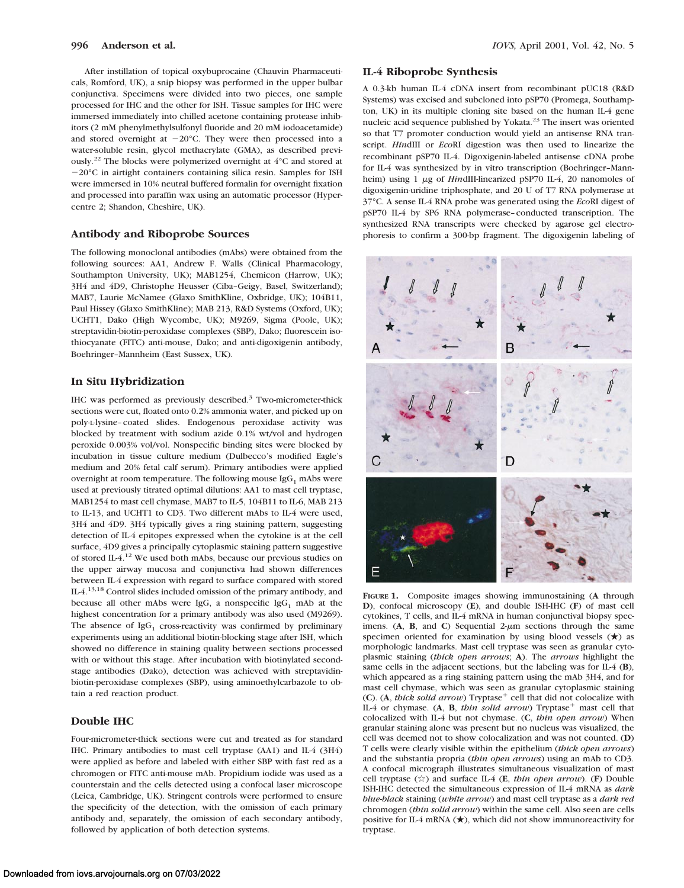After instillation of topical oxybuprocaine (Chauvin Pharmaceuticals, Romford, UK), a snip biopsy was performed in the upper bulbar conjunctiva. Specimens were divided into two pieces, one sample processed for IHC and the other for ISH. Tissue samples for IHC were immersed immediately into chilled acetone containing protease inhibitors (2 mM phenylmethylsulfonyl fluoride and 20 mM iodoacetamide) and stored overnight at −20°C. They were then processed into a water-soluble resin, glycol methacrylate (GMA), as described previously.[22] The blocks were polymerized overnight at 4°C and stored at −20°C in airtight containers containing silica resin. Samples for ISH were immersed in 10% neutral buffered formalin for overnight fixation and processed into paraffin wax using an automatic processor (Hypercentre 2; Shandon, Cheshire, UK).

## Antibody and Riboprobe Sources

The following monoclonal antibodies (mAbs) were obtained from the following sources: AA1, Andrew F. Walls (Clinical Pharmacology, Southampton University, UK); MAB1254, Chemicon (Harrow, UK); 3H4 and 4D9, Christophe Heusser (Ciba–Geigy, Basel, Switzerland); MAB7, Laurie McNamee (Glaxo SmithKline, Oxbridge, UK); 104B11, Paul Hissey (Glaxo SmithKline); MAB 213, R&D Systems (Oxford, UK); UCHT1, Dako (High Wycombe, UK); M9269, Sigma (Poole, UK); streptavidin-biotin-peroxidase complexes (SBP), Dako; fluorescein isothiocyanate (FITC) anti-mouse, Dako; and anti-digoxigenin antibody, Boehringer–Mannheim (East Sussex, UK).

## In Situ Hybridization

IHC was performed as previously described.[3] Two-micrometer-thick sections were cut, floated onto 0.2% ammonia water, and picked up on poly-L-lysine–coated slides. Endogenous peroxidase activity was blocked by treatment with sodium azide 0.1% wt/vol and hydrogen peroxide 0.003% vol/vol. Nonspecific binding sites were blocked by incubation in tissue culture medium (Dulbecco's modified Eagle's medium and 20% fetal calf serum). Primary antibodies were applied overnight at room temperature. The following mouse $IgG_1$ mAbs were used at previously titrated optimal dilutions: AA1 to mast cell tryptase, MAB1254 to mast cell chymase, MAB7 to IL-5, 104B11 to IL-6, MAB 213 to IL-13, and UCHT1 to CD3. Two different mAbs to IL-4 were used, 3H4 and 4D9. 3H4 typically gives a ring staining pattern, suggesting detection of IL-4 epitopes expressed when the cytokine is at the cell surface, 4D9 gives a principally cytoplasmic staining pattern suggestive of stored IL-4.[12] We used both mAbs, because our previous studies on the upper airway mucosa and conjunctiva had shown differences between IL-4 expression with regard to surface compared with stored IL-4.[13,18] Control slides included omission of the primary antibody, and because all other mAbs were IgG, a nonspecific $IgG_1$ mAb at the highest concentration for a primary antibody was also used (M9269). The absence of $IgG_1$ cross-reactivity was confirmed by preliminary experiments using an additional biotin-blocking stage after ISH, which showed no difference in staining quality between sections processed with or without this stage. After incubation with biotinylated second-stage antibodies (Dako), detection was achieved with streptavidin-biotin-peroxidase complexes (SBP), using aminoethylcarbazole to obtain a red reaction product.

## Double IHC

Four-micrometer-thick sections were cut and treated as for standard IHC. Primary antibodies to mast cell tryptase (AA1) and IL-4 (3H4) were applied as before and labeled with either SBP with fast red as a chromogen or FITC anti-mouse mAb. Propidium iodide was used as a counterstain and the cells detected using a confocal laser microscope (Leica, Cambridge, UK). Stringent controls were performed to ensure the specificity of the detection, with the omission of each primary antibody and, separately, the omission of each secondary antibody, followed by application of both detection systems.

## IL-4 Riboprobe Synthesis

A 0.3-kb human IL-4 cDNA insert from recombinant pUC18 (R&D Systems) was excised and subcloned into pSP70 (Promega, Southampton, UK) in its multiple cloning site based on the human IL-4 gene nucleic acid sequence published by Yokata.[23] The insert was oriented so that T7 promoter conduction would yield an antisense RNA transcript. *Hin*dIII or *Eco*RI digestion was then used to linearize the recombinant pSP70 IL-4. Digoxigenin-labeled antisense cDNA probe for IL-4 was synthesized by in vitro transcription (Boehringer–Mannheim) using 1 μg of *Hin*dIII-linearized pSP70 IL-4, 20 nanomoles of digoxigenin-uridine triphosphate, and 20 U of T7 RNA polymerase at 37°C. A sense IL-4 RNA probe was generated using the *Eco*RI digest of pSP70 IL-4 by SP6 RNA polymerase–conducted transcription. The synthesized RNA transcripts were checked by agarose gel electrophoresis to confirm a 300-bp fragment. The digoxigenin labeling of

**FIGURE 1.** Composite images showing immunostaining (**A** through **D**), confocal microscopy (**E**), and double ISH-IHC (**F**) of mast cell cytokines, T cells, and IL-4 mRNA in human conjunctival biopsy specimens. (**A**, **B**, and **C**) Sequential 2-μm sections through the same specimen oriented for examination by using blood vessels (★) as morphologic landmarks. Mast cell tryptase was seen as granular cytoplasmic staining (*thick open arrows*; **A**). The *arrows* highlight the same cells in the adjacent sections, but the labeling was for IL-4 (**B**), which appeared as a ring staining pattern using the mAb 3H4, and for mast cell chymase, which was seen as granular cytoplasmic staining (**C**). (**A**, *thick solid arrow*) Tryptase+ cell that did not colocalize with IL-4 or chymase. (**A**, **B**, *thin solid arrow*) Tryptase+ mast cell that colocalized with IL-4 but not chymase. (**C**, *thin open arrow*) When granular staining alone was present but no nucleus was visualized, the cell was deemed not to show colocalization and was not counted. (**D**) T cells were clearly visible within the epithelium (*thick open arrows*) and the substantia propria (*thin open arrows*) using an mAb to CD3. A confocal micrograph illustrates simultaneous visualization of mast cell tryptase (☆) and surface IL-4 (**E**, *thin open arrow*). (**F**) Double ISH-IHC detected the simultaneous expression of IL-4 mRNA as *dark blue-black* staining (*white arrow*) and mast cell tryptase as a *dark red* chromogen (*thin solid arrow*) within the same cell. Also seen are cells positive for IL-4 mRNA (★), which did not show immunoreactivity for tryptase.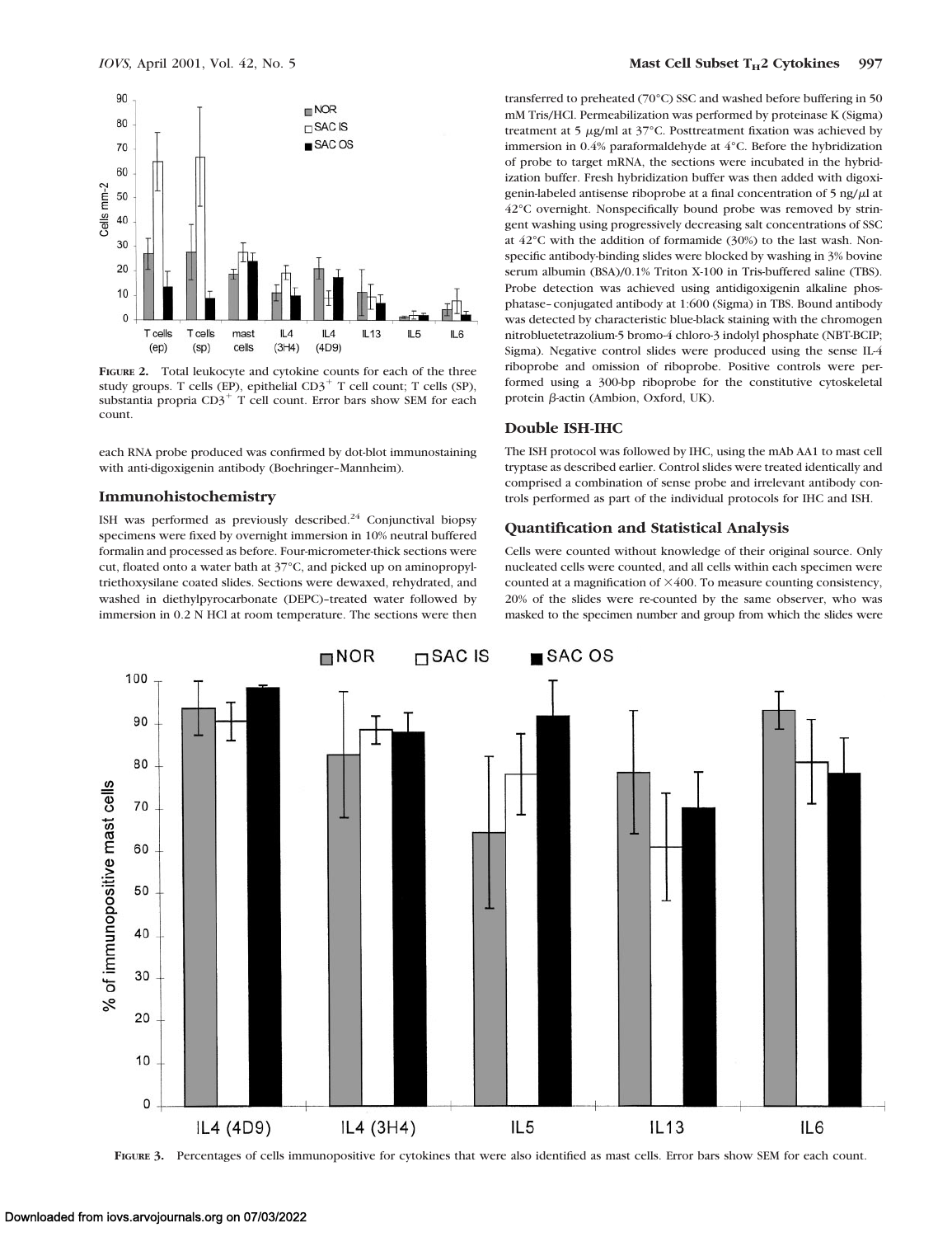**FIGURE 2.** Total leukocyte and cytokine counts for each of the three study groups. T cells (EP), epithelial $CD3^+$ T cell count; T cells (SP), substantia propria $CD3^+$ T cell count. Error bars show SEM for each count.

each RNA probe produced was confirmed by dot-blot immunostaining with anti-digoxigenin antibody (Boehringer–Mannheim).

## Immunohistochemistry

ISH was performed as previously described.[24] Conjunctival biopsy specimens were fixed by overnight immersion in 10% neutral buffered formalin and processed as before. Four-micrometer-thick sections were cut, floated onto a water bath at 37°C, and picked up on aminopropyltriethoxysilane coated slides. Sections were dewaxed, rehydrated, and washed in diethylpyrocarbonate (DEPC)–treated water followed by immersion in 0.2 N HCl at room temperature. The sections were then transferred to preheated (70°C) SSC and washed before buffering in 50 mM Tris/HCl. Permeabilization was performed by proteinase K (Sigma) treatment at 5 $\mu$g/ml at 37°C. Posttreatment fixation was achieved by immersion in 0.4% paraformaldehyde at 4°C. Before the hybridization of probe to target mRNA, the sections were incubated in the hybridization buffer. Fresh hybridization buffer was then added with digoxigenin-labeled antisense riboprobe at a final concentration of 5 ng/$\mu$l at 42°C overnight. Nonspecifically bound probe was removed by stringent washing using progressively decreasing salt concentrations of SSC at 42°C with the addition of formamide (30%) to the last wash. Nonspecific antibody-binding slides were blocked by washing in 3% bovine serum albumin (BSA)/0.1% Triton X-100 in Tris-buffered saline (TBS). Probe detection was achieved using antidigoxigenin alkaline phosphatase–conjugated antibody at 1:600 (Sigma) in TBS. Bound antibody was detected by characteristic blue-black staining with the chromogen nitrobluetetrazolium-5 bromo-4 chloro-3 indolyl phosphate (NBT-BCIP; Sigma). Negative control slides were produced using the sense IL-4 riboprobe and omission of riboprobe. Positive controls were performed using a 300-bp riboprobe for the constitutive cytoskeletal protein $\beta$-actin (Ambion, Oxford, UK).

## Double ISH-IHC

The ISH protocol was followed by IHC, using the mAb AA1 to mast cell tryptase as described earlier. Control slides were treated identically and comprised a combination of sense probe and irrelevant antibody controls performed as part of the individual protocols for IHC and ISH.

## Quantification and Statistical Analysis

Cells were counted without knowledge of their original source. Only nucleated cells were counted, and all cells within each specimen were counted at a magnification of ×400. To measure counting consistency, 20% of the slides were re-counted by the same observer, who was masked to the specimen number and group from which the slides were

**FIGURE 3.** Percentages of cells immunopositive for cytokines that were also identified as mast cells. Error bars show SEM for each count.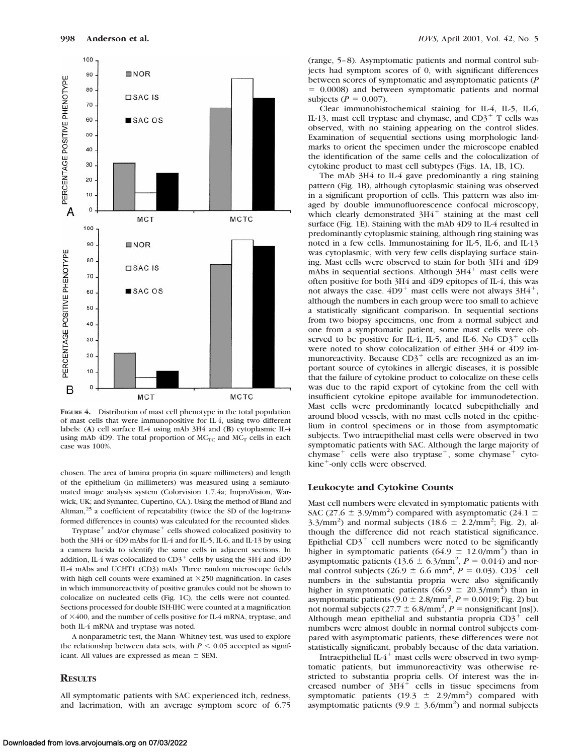FIGURE 4. Distribution of mast cell phenotype in the total population of mast cells that were immunopositive for IL-4, using two different labels: (**A**) cell surface IL-4 using mAb 3H4 and (**B**) cytoplasmic IL-4 using mAb 4D9. The total proportion of $MC_{TC}$ and $MC_T$ cells in each case was 100%.

chosen. The area of lamina propria (in square millimeters) and length of the epithelium (in millimeters) was measured using a semiautomated image analysis system (Colorvision 1.7.4a; ImproVision, Warwick, UK; and Symantec, Cupertino, CA.). Using the method of Bland and Altman,[25] a coefficient of repeatability (twice the SD of the log-transformed differences in counts) was calculated for the recounted slides.

Tryptase$^+$ and/or chymase$^+$ cells showed colocalized positivity to both the 3H4 or 4D9 mAbs for IL-4 and for IL-5, IL-6, and IL-13 by using a camera lucida to identify the same cells in adjacent sections. In addition, IL-4 was colocalized to CD3$^+$ cells by using the 3H4 and 4D9 IL-4 mAbs and UCHT1 (CD3) mAb. Three random microscope fields with high cell counts were examined at ×250 magnification. In cases in which immunoreactivity of positive granules could not be shown to colocalize on nucleated cells (Fig. 1C), the cells were not counted. Sections processed for double ISH-IHC were counted at a magnification of ×400, and the number of cells positive for IL-4 mRNA, tryptase, and both IL-4 mRNA and tryptase was noted.

A nonparametric test, the Mann–Whitney test, was used to explore the relationship between data sets, with $P < 0.05$ accepted as significant. All values are expressed as mean ± SEM.

## RESULTS

All symptomatic patients with SAC experienced itch, redness, and lacrimation, with an average symptom score of 6.75 (range, 5–8). Asymptomatic patients and normal control subjects had symptom scores of 0, with significant differences between scores of symptomatic and asymptomatic patients ($P = 0.0008$) and between symptomatic patients and normal subjects ($P = 0.007$).

Clear immunohistochemical staining for IL-4, IL-5, IL-6, IL-13, mast cell tryptase and chymase, and CD3$^+$ T cells was observed, with no staining appearing on the control slides. Examination of sequential sections using morphologic landmarks to orient the specimen under the microscope enabled the identification of the same cells and the colocalization of cytokine product to mast cell subtypes (Figs. 1A, 1B, 1C).

The mAb 3H4 to IL-4 gave predominantly a ring staining pattern (Fig. 1B), although cytoplasmic staining was observed in a significant proportion of cells. This pattern was also imaged by double immunofluorescence confocal microscopy, which clearly demonstrated 3H4$^+$ staining at the mast cell surface (Fig. 1E). Staining with the mAb 4D9 to IL-4 resulted in predominantly cytoplasmic staining, although ring staining was noted in a few cells. Immunostaining for IL-5, IL-6, and IL-13 was cytoplasmic, with very few cells displaying surface staining. Mast cells were observed to stain for both 3H4 and 4D9 mAbs in sequential sections. Although 3H4$^+$ mast cells were often positive for both 3H4 and 4D9 epitopes of IL-4, this was not always the case. 4D9$^+$ mast cells were not always 3H4$^+$, although the numbers in each group were too small to achieve a statistically significant comparison. In sequential sections from two biopsy specimens, one from a normal subject and one from a symptomatic patient, some mast cells were observed to be positive for IL-4, IL-5, and IL-6. No CD3$^+$ cells were noted to show colocalization of either 3H4 or 4D9 immunoreactivity. Because CD3$^+$ cells are recognized as an important source of cytokines in allergic diseases, it is possible that the failure of cytokine product to colocalize on these cells was due to the rapid export of cytokine from the cell with insufficient cytokine epitope available for immunodetection. Mast cells were predominantly located subepithelially and around blood vessels, with no mast cells noted in the epithelium in control specimens or in those from asymptomatic subjects. Two intraepithelial mast cells were observed in two symptomatic patients with SAC. Although the large majority of chymase$^+$ cells were also tryptase$^+$, some chymase$^+$ cytokine$^+$-only cells were observed.

### Leukocyte and Cytokine Counts

Mast cell numbers were elevated in symptomatic patients with SAC (27.6 ± 3.9/mm$^2$) compared with asymptomatic (24.1 ± 3.3/mm$^2$) and normal subjects (18.6 ± 2.2/mm$^2$; Fig. 2), although the difference did not reach statistical significance. Epithelial CD3$^+$ cell numbers were noted to be significantly higher in symptomatic patients (64.9 ± 12.0/mm$^2$) than in asymptomatic patients (13.6 ± 6.3/mm$^2$, $P = 0.014$) and normal control subjects (26.9 ± 6.6 mm$^2$, $P = 0.03$). CD3$^+$ cell numbers in the substantia propria were also significantly higher in symptomatic patients (66.9 ± 20.3/mm$^2$) than in asymptomatic patients (9.0 ± 2.8/mm$^2$, $P = 0.0019$; Fig. 2) but not normal subjects (27.7 ± 6.8/mm$^2$, $P$ = nonsignificant [ns]). Although mean epithelial and substantia propria CD3$^+$ cell numbers were almost double in normal control subjects compared with asymptomatic patients, these differences were not statistically significant, probably because of the data variation.

Intraepithelial IL-4$^+$ mast cells were observed in two symptomatic patients, but immunoreactivity was otherwise restricted to substantia propria cells. Of interest was the increased number of 3H4$^+$ cells in tissue specimens from symptomatic patients (19.3 ± 2.9/mm$^2$) compared with asymptomatic patients (9.9 ± 3.6/mm$^2$) and normal subjects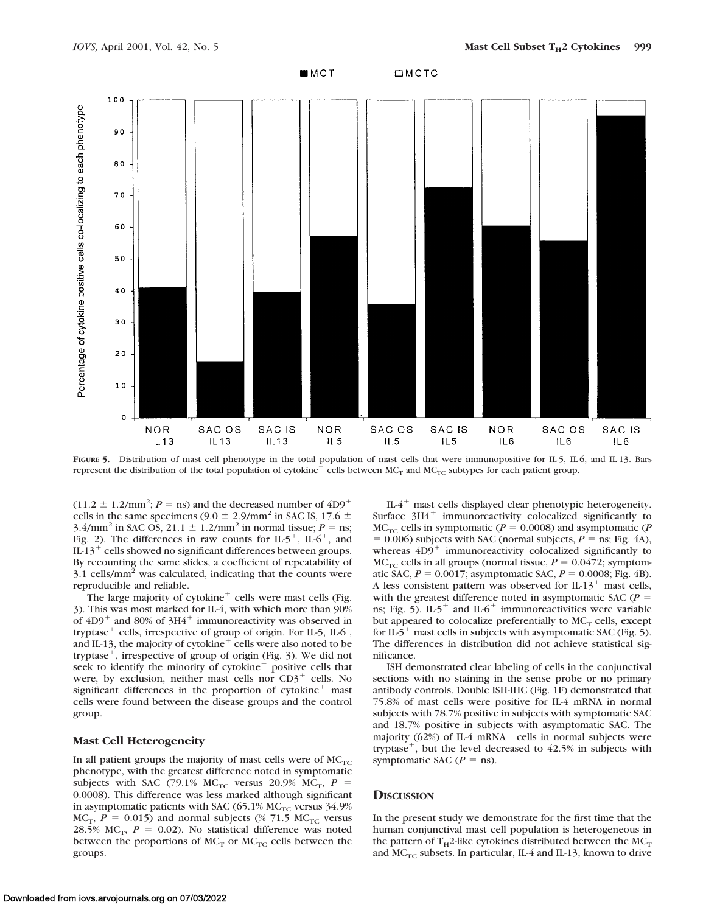**FIGURE 5.** Distribution of mast cell phenotype in the total population of mast cells that were immunopositive for IL-5, IL-6, and IL-13. Bars represent the distribution of the total population of cytokine$^+$ cells between $MC_T$ and $MC_{TC}$ subtypes for each patient group.

($11.2 \pm 1.2/mm^2$; $P$ = ns) and the decreased number of 4D9$^+$ cells in the same specimens ($9.0 \pm 2.9/mm^2$ in SAC IS, $17.6 \pm 3.4/mm^2$ in SAC OS, $21.1 \pm 1.2/mm^2$ in normal tissue; $P$ = ns; Fig. 2). The differences in raw counts for IL-5$^+$, IL-6$^+$, and IL-13$^+$ cells showed no significant differences between groups. By recounting the same slides, a coefficient of repeatability of 3.1 cells/mm$^2$ was calculated, indicating that the counts were reproducible and reliable.

The large majority of cytokine$^+$ cells were mast cells (Fig. 3). This was most marked for IL-4, with which more than 90% of 4D9$^+$ and 80% of 3H4$^+$ immunoreactivity was observed in tryptase$^+$ cells, irrespective of group of origin. For IL-5, IL-6 , and IL-13, the majority of cytokine$^+$ cells were also noted to be tryptase$^+$, irrespective of group of origin (Fig. 3). We did not seek to identify the minority of cytokine$^+$ positive cells that were, by exclusion, neither mast cells nor CD3$^+$ cells. No significant differences in the proportion of cytokine$^+$ mast cells were found between the disease groups and the control group.

### Mast Cell Heterogeneity

In all patient groups the majority of mast cells were of $MC_{TC}$ phenotype, with the greatest difference noted in symptomatic subjects with SAC (79.1% $MC_{TC}$ versus 20.9% $MC_T$, $P$ = 0.0008). This difference was less marked although significant in asymptomatic patients with SAC (65.1% $MC_{TC}$ versus 34.9% $MC_T$, $P$ = 0.015) and normal subjects (% 71.5 $MC_{TC}$ versus 28.5% $MC_T$, $P$ = 0.02). No statistical difference was noted between the proportions of $MC_T$ or $MC_{TC}$ cells between the groups.

IL-4$^+$ mast cells displayed clear phenotypic heterogeneity. Surface 3H4$^+$ immunoreactivity colocalized significantly to $MC_{TC}$ cells in symptomatic ($P$ = 0.0008) and asymptomatic ($P$ = 0.006) subjects with SAC (normal subjects, $P$ = ns; Fig. 4A), whereas 4D9$^+$ immunoreactivity colocalized significantly to $MC_{TC}$ cells in all groups (normal tissue, $P$ = 0.0472; symptomatic SAC, $P$ = 0.0017; asymptomatic SAC, $P$ = 0.0008; Fig. 4B). A less consistent pattern was observed for IL-13$^+$ mast cells, with the greatest difference noted in asymptomatic SAC ($P$ = ns; Fig. 5). IL-5$^+$ and IL-6$^+$ immunoreactivities were variable but appeared to colocalize preferentially to $MC_T$ cells, except for IL-5$^+$ mast cells in subjects with asymptomatic SAC (Fig. 5). The differences in distribution did not achieve statistical significance.

ISH demonstrated clear labeling of cells in the conjunctival sections with no staining in the sense probe or no primary antibody controls. Double ISH-IHC (Fig. 1F) demonstrated that 75.8% of mast cells were positive for IL-4 mRNA in normal subjects with 78.7% positive in subjects with symptomatic SAC and 18.7% positive in subjects with asymptomatic SAC. The majority (62%) of IL-4 mRNA$^+$ cells in normal subjects were tryptase$^+$, but the level decreased to 42.5% in subjects with symptomatic SAC ($P$ = ns).

## Discussion

In the present study we demonstrate for the first time that the human conjunctival mast cell population is heterogeneous in the pattern of $T_H2$-like cytokines distributed between the $MC_T$ and $MC_{TC}$ subsets. In particular, IL-4 and IL-13, known to drive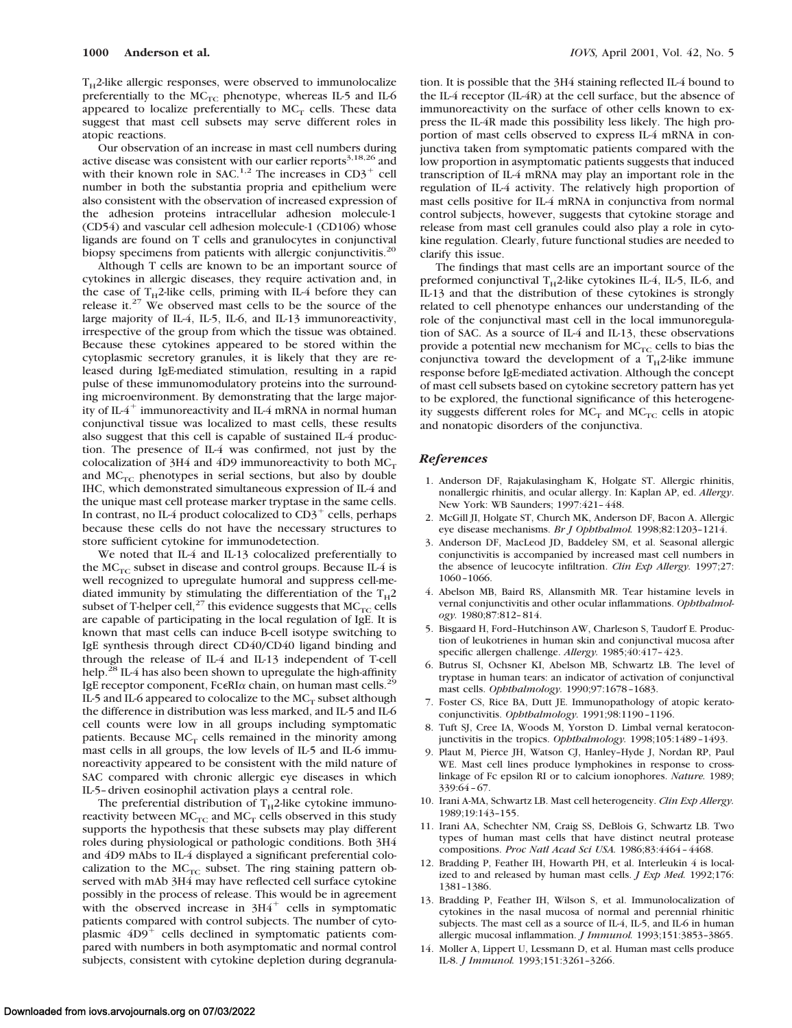$T_H2$-like allergic responses, were observed to immunolocalize preferentially to the $MC_{TC}$ phenotype, whereas IL-5 and IL-6 appeared to localize preferentially to $MC_T$ cells. These data suggest that mast cell subsets may serve different roles in atopic reactions.

Our observation of an increase in mast cell numbers during active disease was consistent with our earlier reports[3,18,26] and with their known role in SAC.[1,2] The increases in $CD3^+$ cell number in both the substantia propria and epithelium were also consistent with the observation of increased expression of the adhesion proteins intracellular adhesion molecule-1 (CD54) and vascular cell adhesion molecule-1 (CD106) whose ligands are found on T cells and granulocytes in conjunctival biopsy specimens from patients with allergic conjunctivitis.[20]

Although T cells are known to be an important source of cytokines in allergic diseases, they require activation and, in the case of $T_H2$-like cells, priming with IL-4 before they can release it.[27] We observed mast cells to be the source of the large majority of IL-4, IL-5, IL-6, and IL-13 immunoreactivity, irrespective of the group from which the tissue was obtained. Because these cytokines appeared to be stored within the cytoplasmic secretory granules, it is likely that they are released during IgE-mediated stimulation, resulting in a rapid pulse of these immunomodulatory proteins into the surrounding microenvironment. By demonstrating that the large majority of $IL\text{-}4^+$ immunoreactivity and IL-4 mRNA in normal human conjunctival tissue was localized to mast cells, these results also suggest that this cell is capable of sustained IL-4 production. The presence of IL-4 was confirmed, not just by the colocalization of 3H4 and 4D9 immunoreactivity to both $MC_T$ and $MC_{TC}$ phenotypes in serial sections, but also by double IHC, which demonstrated simultaneous expression of IL-4 and the unique mast cell protease marker tryptase in the same cells. In contrast, no IL-4 product colocalized to $CD3^+$ cells, perhaps because these cells do not have the necessary structures to store sufficient cytokine for immunodetection.

We noted that IL-4 and IL-13 colocalized preferentially to the $MC_{TC}$ subset in disease and control groups. Because IL-4 is well recognized to upregulate humoral and suppress cell-mediated immunity by stimulating the differentiation of the $T_H2$ subset of T-helper cell,[27] this evidence suggests that $MC_{TC}$ cells are capable of participating in the local regulation of IgE. It is known that mast cells can induce B-cell isotype switching to IgE synthesis through direct CD40/CD40 ligand binding and through the release of IL-4 and IL-13 independent of T-cell help.[28] IL-4 has also been shown to upregulate the high-affinity IgE receptor component, Fc$\epsilon$RI$\alpha$ chain, on human mast cells.[29] IL-5 and IL-6 appeared to colocalize to the $MC_T$ subset although the difference in distribution was less marked, and IL-5 and IL-6 cell counts were low in all groups including symptomatic patients. Because $MC_T$ cells remained in the minority among mast cells in all groups, the low levels of IL-5 and IL-6 immunoreactivity appeared to be consistent with the mild nature of SAC compared with chronic allergic eye diseases in which IL-5–driven eosinophil activation plays a central role.

The preferential distribution of $T_H2$-like cytokine immunoreactivity between $MC_{TC}$ and $MC_T$ cells observed in this study supports the hypothesis that these subsets may play different roles during physiological or pathologic conditions. Both 3H4 and 4D9 mAbs to IL-4 displayed a significant preferential colocalization to the $MC_{TC}$ subset. The ring staining pattern observed with mAb 3H4 may have reflected cell surface cytokine possibly in the process of release. This would be in agreement with the observed increase in $3H4^+$ cells in symptomatic patients compared with control subjects. The number of cytoplasmic $4D9^+$ cells declined in symptomatic patients compared with numbers in both asymptomatic and normal control subjects, consistent with cytokine depletion during degranulation. It is possible that the 3H4 staining reflected IL-4 bound to the IL-4 receptor (IL-4R) at the cell surface, but the absence of immunoreactivity on the surface of other cells known to express the IL-4R made this possibility less likely. The high proportion of mast cells observed to express IL-4 mRNA in conjunctiva taken from symptomatic patients compared with the low proportion in asymptomatic patients suggests that induced transcription of IL-4 mRNA may play an important role in the regulation of IL-4 activity. The relatively high proportion of mast cells positive for IL-4 mRNA in conjunctiva from normal control subjects, however, suggests that cytokine storage and release from mast cell granules could also play a role in cytokine regulation. Clearly, future functional studies are needed to clarify this issue.

The findings that mast cells are an important source of the preformed conjunctival $T_H2$-like cytokines IL-4, IL-5, IL-6, and IL-13 and that the distribution of these cytokines is strongly related to cell phenotype enhances our understanding of the role of the conjunctival mast cell in the local immunoregulation of SAC. As a source of IL-4 and IL-13, these observations provide a potential new mechanism for $MC_{TC}$ cells to bias the conjunctiva toward the development of a $T_H2$-like immune response before IgE-mediated activation. Although the concept of mast cell subsets based on cytokine secretory pattern has yet to be explored, the functional significance of this heterogeneity suggests different roles for $MC_T$ and $MC_{TC}$ cells in atopic and nonatopic disorders of the conjunctiva.

## *References*

1. Anderson DF, Rajakulasingham K, Holgate ST. Allergic rhinitis, nonallergic rhinitis, and ocular allergy. In: Kaplan AP, ed. *Allergy*. New York: WB Saunders; 1997:421–448.
2. McGill JI, Holgate ST, Church MK, Anderson DF, Bacon A. Allergic eye disease mechanisms. *Br J Ophthalmol.* 1998;82:1203–1214.
3. Anderson DF, MacLeod JD, Baddeley SM, et al. Seasonal allergic conjunctivitis is accompanied by increased mast cell numbers in the absence of leucocyte infiltration. *Clin Exp Allergy.* 1997;27:1060–1066.
4. Abelson MB, Baird RS, Allansmith MR. Tear histamine levels in vernal conjunctivitis and other ocular inflammations. *Ophthalmology.* 1980;87:812–814.
5. Bisgaard H, Ford–Hutchinson AW, Charleson S, Taudorf E. Production of leukotrienes in human skin and conjunctival mucosa after specific allergen challenge. *Allergy.* 1985;40:417–423.
6. Butrus SI, Ochsner KI, Abelson MB, Schwartz LB. The level of tryptase in human tears: an indicator of activation of conjunctival mast cells. *Ophthalmology.* 1990;97:1678–1683.
7. Foster CS, Rice BA, Dutt JE. Immunopathology of atopic keratoconjunctivitis. *Ophthalmology.* 1991;98:1190–1196.
8. Tuft SJ, Cree IA, Woods M, Yorston D. Limbal vernal keratoconjunctivitis in the tropics. *Ophthalmology.* 1998;105:1489–1493.
9. Plaut M, Pierce JH, Watson CJ, Hanley–Hyde J, Nordan RP, Paul WE. Mast cell lines produce lymphokines in response to cross-linkage of Fc epsilon RI or to calcium ionophores. *Nature.* 1989;339:64–67.
10. Irani A-MA, Schwartz LB. Mast cell heterogeneity. *Clin Exp Allergy.* 1989;19:143–155.
11. Irani AA, Schechter NM, Craig SS, DeBlois G, Schwartz LB. Two types of human mast cells that have distinct neutral protease compositions. *Proc Natl Acad Sci USA.* 1986;83:4464–4468.
12. Bradding P, Feather IH, Howarth PH, et al. Interleukin 4 is localized to and released by human mast cells. *J Exp Med.* 1992;176:1381–1386.
13. Bradding P, Feather IH, Wilson S, et al. Immunolocalization of cytokines in the nasal mucosa of normal and perennial rhinitic subjects. The mast cell as a source of IL-4, IL-5, and IL-6 in human allergic mucosal inflammation. *J Immunol.* 1993;151:3853–3865.
14. Moller A, Lippert U, Lessmann D, et al. Human mast cells produce IL-8. *J Immunol.* 1993;151:3261–3266.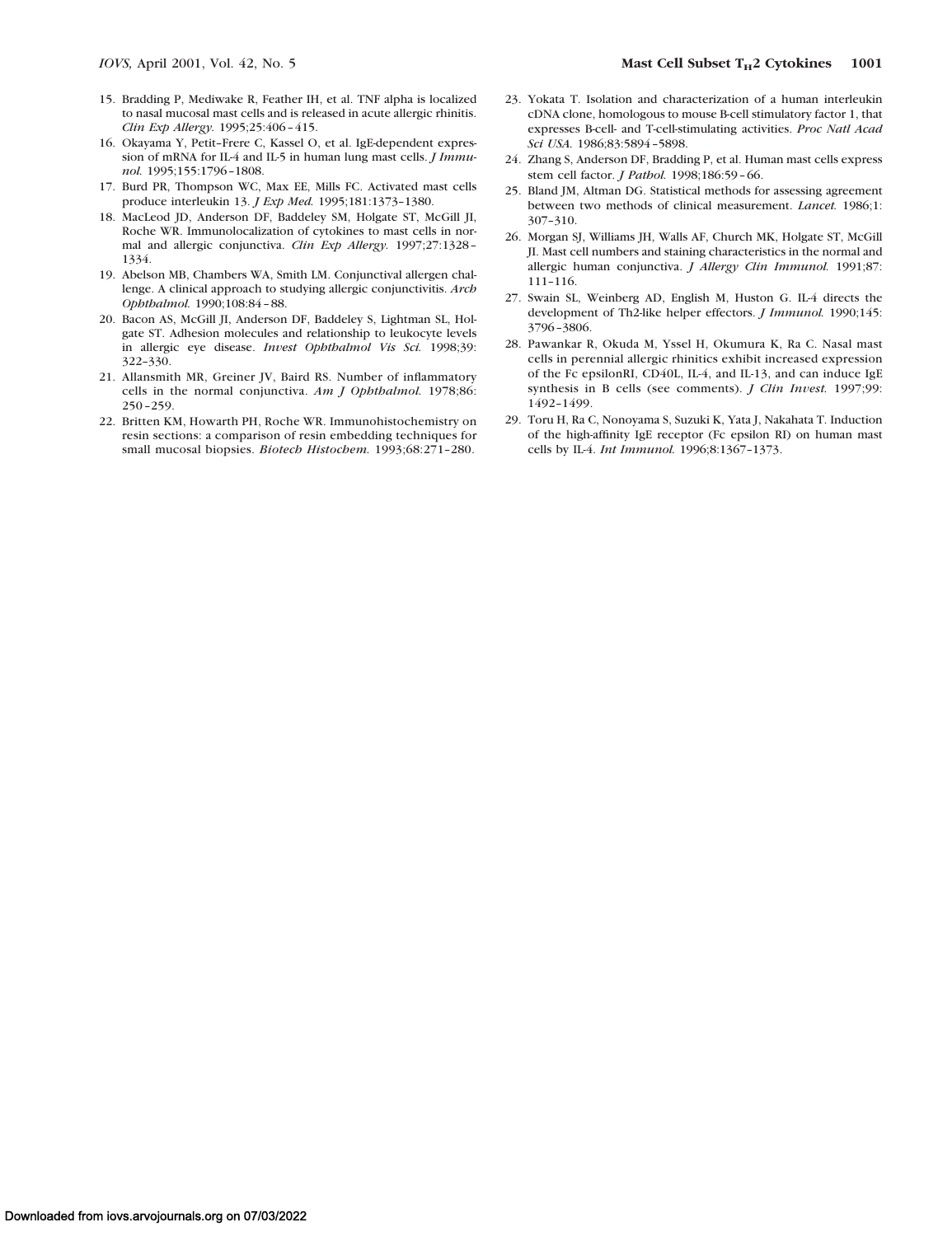15. Bradding P, Mediwake R, Feather IH, et al. TNF alpha is localized to nasal mucosal mast cells and is released in acute allergic rhinitis. *Clin Exp Allergy.* 1995;25:406–415.
16. Okayama Y, Petit-Frere C, Kassel O, et al. IgE-dependent expression of mRNA for IL-4 and IL-5 in human lung mast cells. *J Immunol.* 1995;155:1796–1808.
17. Burd PR, Thompson WC, Max EE, Mills FC. Activated mast cells produce interleukin 13. *J Exp Med.* 1995;181:1373–1380.
18. MacLeod JD, Anderson DF, Baddeley SM, Holgate ST, McGill JI, Roche WR. Immunolocalization of cytokines to mast cells in normal and allergic conjunctiva. *Clin Exp Allergy.* 1997;27:1328–1334.
19. Abelson MB, Chambers WA, Smith LM. Conjunctival allergen challenge. A clinical approach to studying allergic conjunctivitis. *Arch Ophthalmol.* 1990;108:84–88.
20. Bacon AS, McGill JI, Anderson DF, Baddeley S, Lightman SL, Holgate ST. Adhesion molecules and relationship to leukocyte levels in allergic eye disease. *Invest Ophthalmol Vis Sci.* 1998;39:322–330.
21. Allansmith MR, Greiner JV, Baird RS. Number of inflammatory cells in the normal conjunctiva. *Am J Ophthalmol.* 1978;86:250–259.
22. Britten KM, Howarth PH, Roche WR. Immunohistochemistry on resin sections: a comparison of resin embedding techniques for small mucosal biopsies. *Biotech Histochem.* 1993;68:271–280.
23. Yokata T. Isolation and characterization of a human interleukin cDNA clone, homologous to mouse B-cell stimulatory factor 1, that expresses B-cell- and T-cell-stimulating activities. *Proc Natl Acad Sci USA.* 1986;83:5894–5898.
24. Zhang S, Anderson DF, Bradding P, et al. Human mast cells express stem cell factor. *J Pathol.* 1998;186:59–66.
25. Bland JM, Altman DG. Statistical methods for assessing agreement between two methods of clinical measurement. *Lancet.* 1986;1:307–310.
26. Morgan SJ, Williams JH, Walls AF, Church MK, Holgate ST, McGill JI. Mast cell numbers and staining characteristics in the normal and allergic human conjunctiva. *J Allergy Clin Immunol.* 1991;87:111–116.
27. Swain SL, Weinberg AD, English M, Huston G. IL-4 directs the development of Th2-like helper effectors. *J Immunol.* 1990;145:3796–3806.
28. Pawankar R, Okuda M, Yssel H, Okumura K, Ra C. Nasal mast cells in perennial allergic rhinitics exhibit increased expression of the Fc epsilonRI, CD40L, IL-4, and IL-13, and can induce IgE synthesis in B cells (see comments). *J Clin Invest.* 1997;99:1492–1499.
29. Toru H, Ra C, Nonoyama S, Suzuki K, Yata J, Nakahata T. Induction of the high-affinity IgE receptor (Fc epsilon RI) on human mast cells by IL-4. *Int Immunol.* 1996;8:1367–1373.